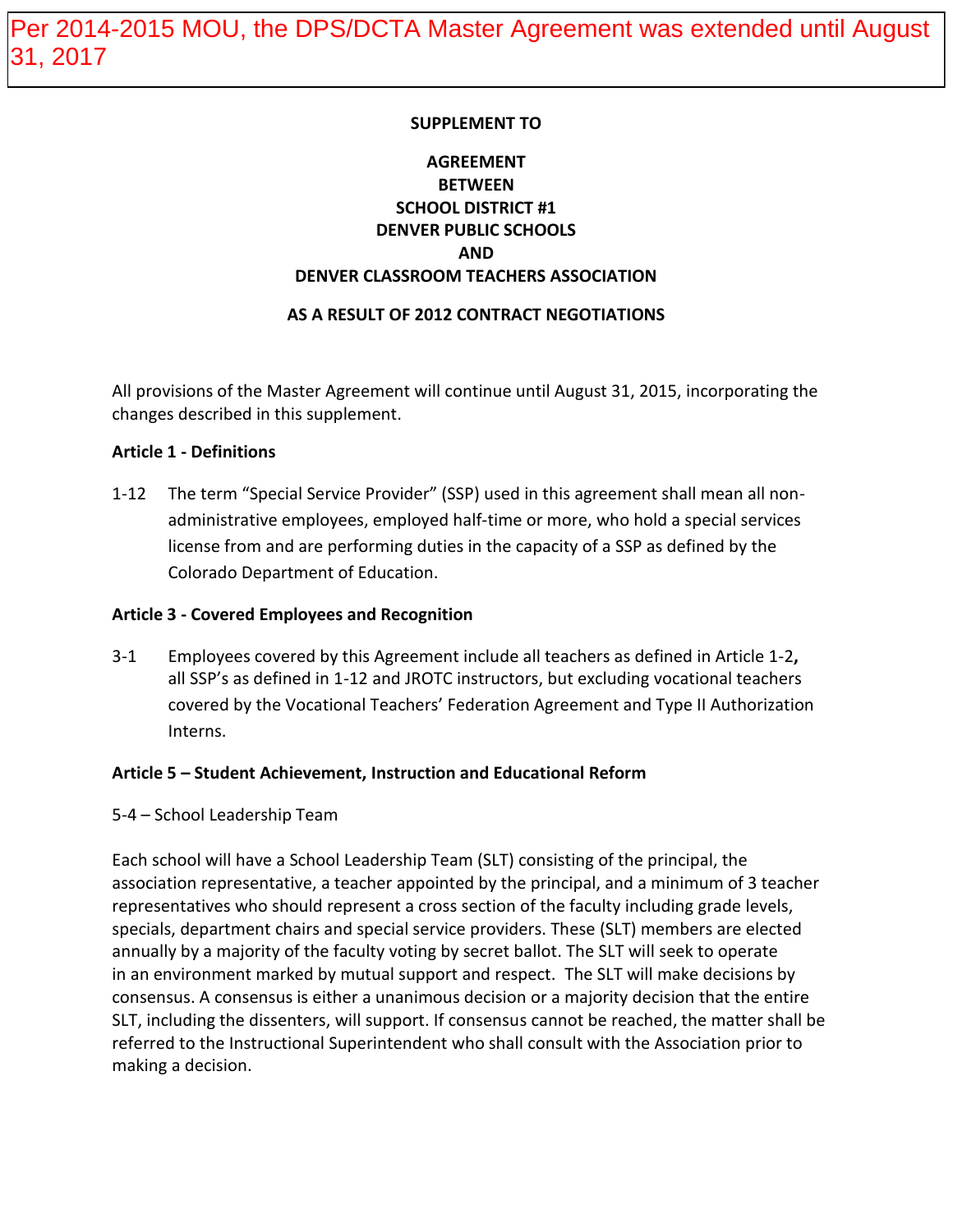Per 2014-2015 MOU, the DPS/DCTA Master Agreement was extended until August 31, 2017

**SUPPLEMENT TO**

**AGREEMENT**
**BETWEEN**
**SCHOOL DISTRICT #1**
**DENVER PUBLIC SCHOOLS**
**AND**
**DENVER CLASSROOM TEACHERS ASSOCIATION**

**AS A RESULT OF 2012 CONTRACT NEGOTIATIONS**

All provisions of the Master Agreement will continue until August 31, 2015, incorporating the changes described in this supplement.

**Article 1 - Definitions**

1-12 The term "Special Service Provider" (SSP) used in this agreement shall mean all non-administrative employees, employed half-time or more, who hold a special services license from and are performing duties in the capacity of a SSP as defined by the Colorado Department of Education.

**Article 3 - Covered Employees and Recognition**

3-1 Employees covered by this Agreement include all teachers as defined in Article 1-2**,** all SSP's as defined in 1-12 and JROTC instructors, but excluding vocational teachers covered by the Vocational Teachers' Federation Agreement and Type II Authorization Interns.

**Article 5 – Student Achievement, Instruction and Educational Reform**

5-4 – School Leadership Team

Each school will have a School Leadership Team (SLT) consisting of the principal, the association representative, a teacher appointed by the principal, and a minimum of 3 teacher representatives who should represent a cross section of the faculty including grade levels, specials, department chairs and special service providers. These (SLT) members are elected annually by a majority of the faculty voting by secret ballot. The SLT will seek to operate in an environment marked by mutual support and respect. The SLT will make decisions by consensus. A consensus is either a unanimous decision or a majority decision that the entire SLT, including the dissenters, will support. If consensus cannot be reached, the matter shall be referred to the Instructional Superintendent who shall consult with the Association prior to making a decision.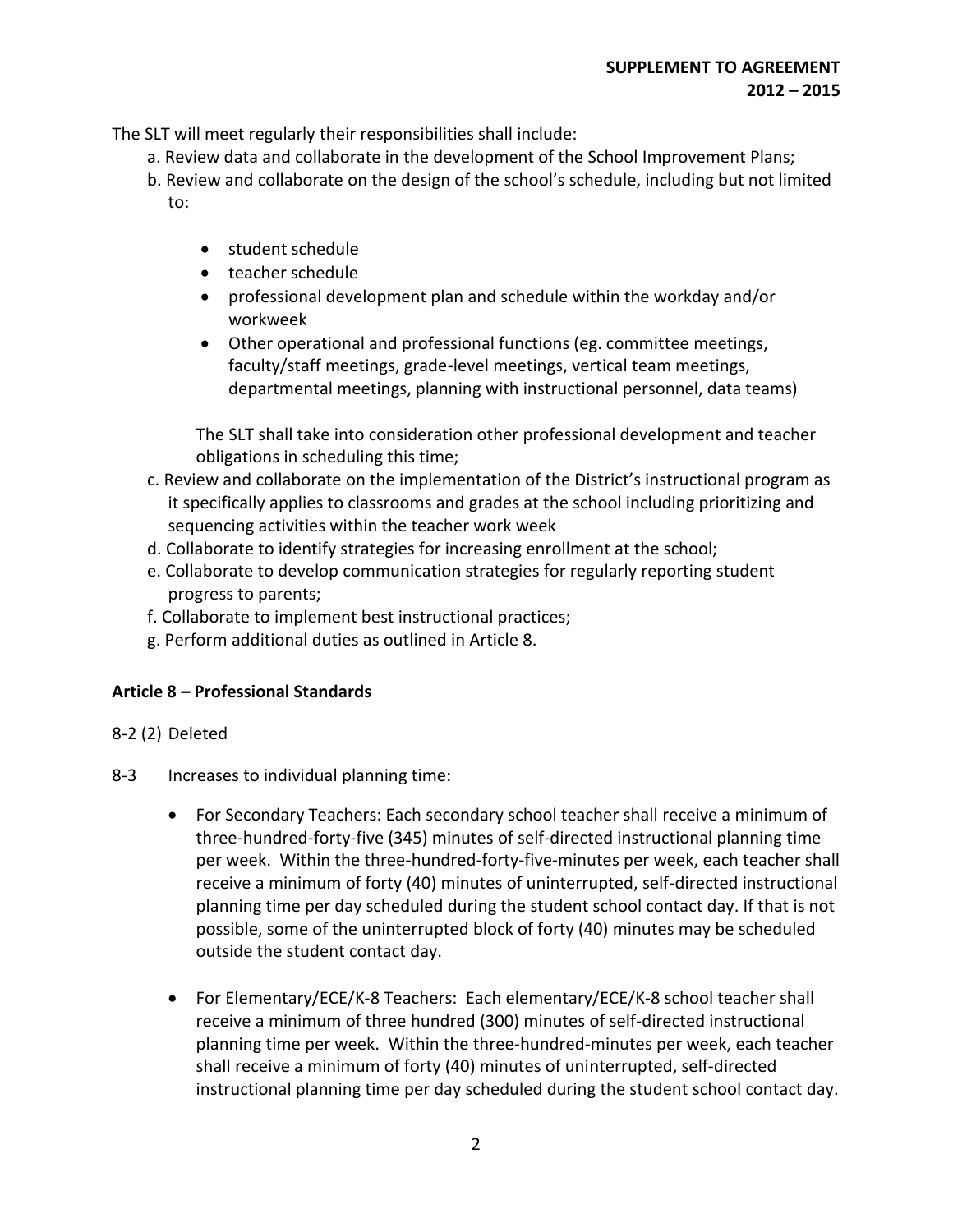The SLT will meet regularly their responsibilities shall include:

a. Review data and collaborate in the development of the School Improvement Plans;

b. Review and collaborate on the design of the school's schedule, including but not limited to:

   - student schedule
   - teacher schedule
   - professional development plan and schedule within the workday and/or workweek
   - Other operational and professional functions (eg. committee meetings, faculty/staff meetings, grade-level meetings, vertical team meetings, departmental meetings, planning with instructional personnel, data teams)

   The SLT shall take into consideration other professional development and teacher obligations in scheduling this time;

c. Review and collaborate on the implementation of the District's instructional program as it specifically applies to classrooms and grades at the school including prioritizing and sequencing activities within the teacher work week

d. Collaborate to identify strategies for increasing enrollment at the school;

e. Collaborate to develop communication strategies for regularly reporting student progress to parents;

f. Collaborate to implement best instructional practices;

g. Perform additional duties as outlined in Article 8.

**Article 8 – Professional Standards**

8-2 (2) Deleted

8-3 Increases to individual planning time:

- For Secondary Teachers: Each secondary school teacher shall receive a minimum of three-hundred-forty-five (345) minutes of self-directed instructional planning time per week. Within the three-hundred-forty-five-minutes per week, each teacher shall receive a minimum of forty (40) minutes of uninterrupted, self-directed instructional planning time per day scheduled during the student school contact day. If that is not possible, some of the uninterrupted block of forty (40) minutes may be scheduled outside the student contact day.

- For Elementary/ECE/K-8 Teachers: Each elementary/ECE/K-8 school teacher shall receive a minimum of three hundred (300) minutes of self-directed instructional planning time per week. Within the three-hundred-minutes per week, each teacher shall receive a minimum of forty (40) minutes of uninterrupted, self-directed instructional planning time per day scheduled during the student school contact day.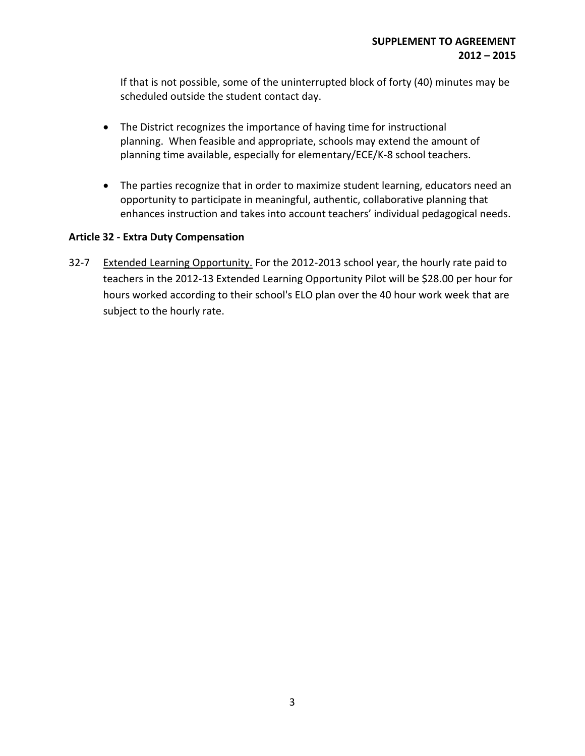If that is not possible, some of the uninterrupted block of forty (40) minutes may be scheduled outside the student contact day.

- The District recognizes the importance of having time for instructional planning. When feasible and appropriate, schools may extend the amount of planning time available, especially for elementary/ECE/K-8 school teachers.

- The parties recognize that in order to maximize student learning, educators need an opportunity to participate in meaningful, authentic, collaborative planning that enhances instruction and takes into account teachers' individual pedagogical needs.

**Article 32 - Extra Duty Compensation**

32-7 Extended Learning Opportunity. For the 2012-2013 school year, the hourly rate paid to teachers in the 2012-13 Extended Learning Opportunity Pilot will be $28.00 per hour for hours worked according to their school's ELO plan over the 40 hour work week that are subject to the hourly rate.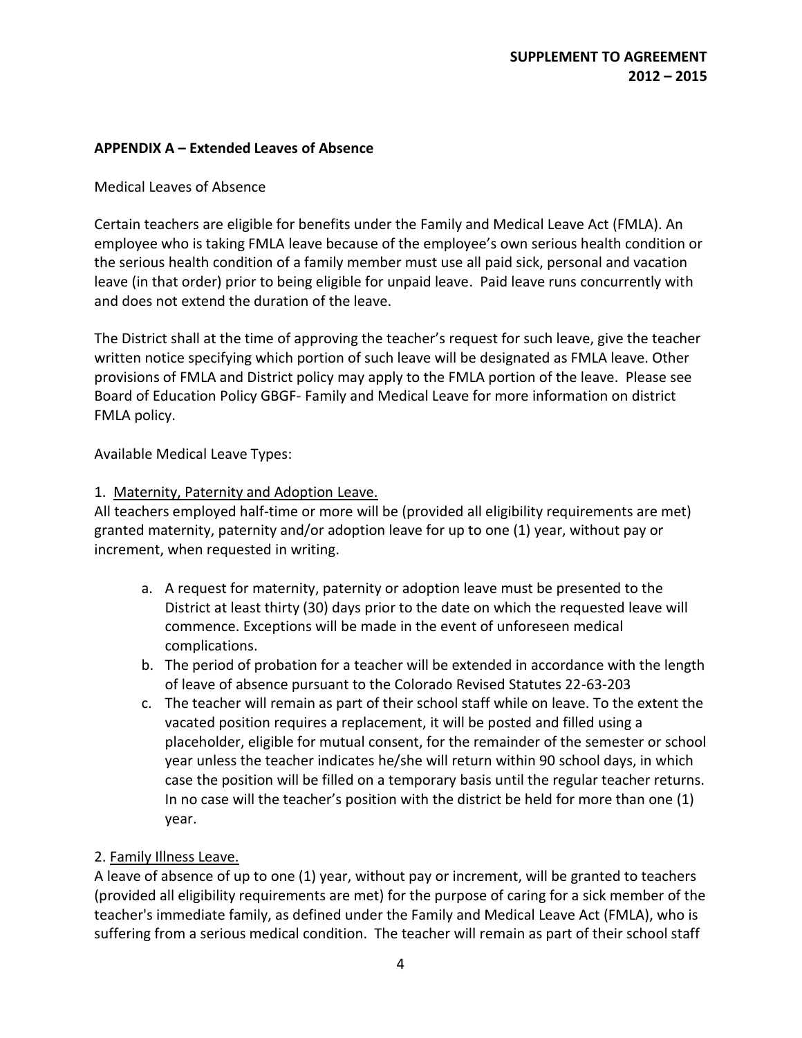## APPENDIX A – Extended Leaves of Absence

Medical Leaves of Absence

Certain teachers are eligible for benefits under the Family and Medical Leave Act (FMLA). An employee who is taking FMLA leave because of the employee's own serious health condition or the serious health condition of a family member must use all paid sick, personal and vacation leave (in that order) prior to being eligible for unpaid leave. Paid leave runs concurrently with and does not extend the duration of the leave.

The District shall at the time of approving the teacher's request for such leave, give the teacher written notice specifying which portion of such leave will be designated as FMLA leave. Other provisions of FMLA and District policy may apply to the FMLA portion of the leave. Please see Board of Education Policy GBGF- Family and Medical Leave for more information on district FMLA policy.

Available Medical Leave Types:

1. Maternity, Paternity and Adoption Leave.

All teachers employed half-time or more will be (provided all eligibility requirements are met) granted maternity, paternity and/or adoption leave for up to one (1) year, without pay or increment, when requested in writing.

a. A request for maternity, paternity or adoption leave must be presented to the District at least thirty (30) days prior to the date on which the requested leave will commence. Exceptions will be made in the event of unforeseen medical complications.
b. The period of probation for a teacher will be extended in accordance with the length of leave of absence pursuant to the Colorado Revised Statutes 22-63-203
c. The teacher will remain as part of their school staff while on leave. To the extent the vacated position requires a replacement, it will be posted and filled using a placeholder, eligible for mutual consent, for the remainder of the semester or school year unless the teacher indicates he/she will return within 90 school days, in which case the position will be filled on a temporary basis until the regular teacher returns. In no case will the teacher's position with the district be held for more than one (1) year.

2. Family Illness Leave.

A leave of absence of up to one (1) year, without pay or increment, will be granted to teachers (provided all eligibility requirements are met) for the purpose of caring for a sick member of the teacher's immediate family, as defined under the Family and Medical Leave Act (FMLA), who is suffering from a serious medical condition. The teacher will remain as part of their school staff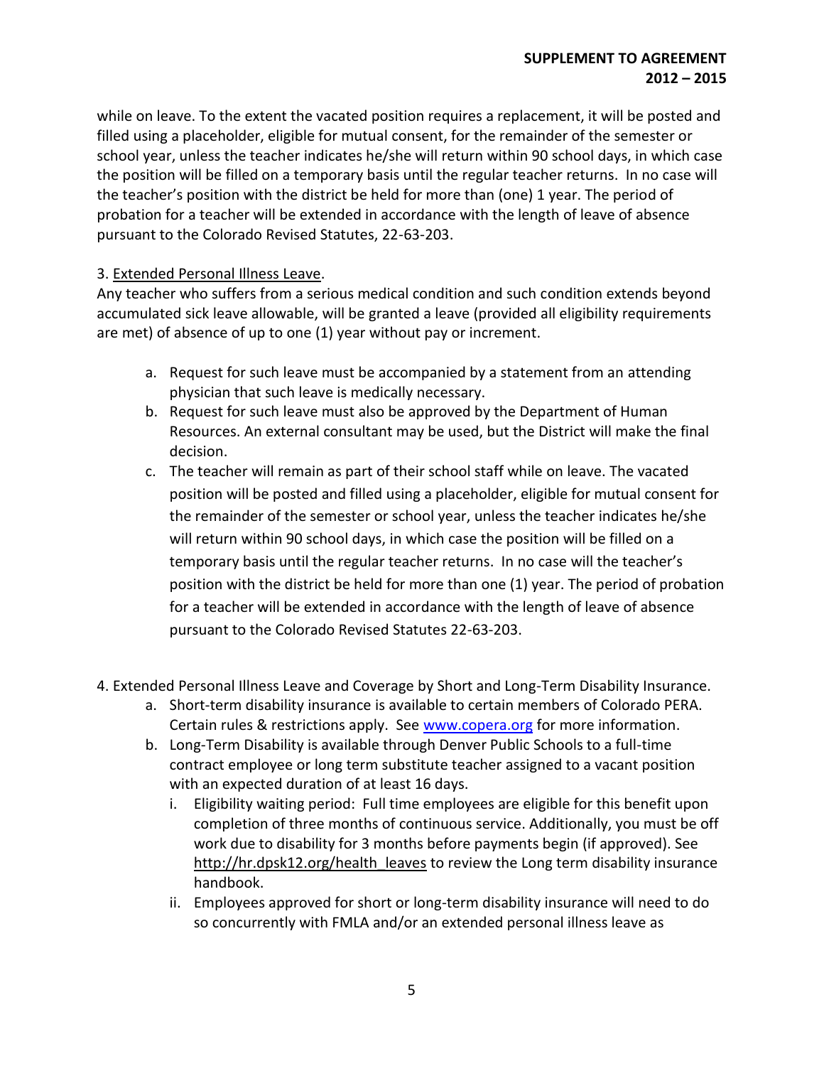while on leave. To the extent the vacated position requires a replacement, it will be posted and filled using a placeholder, eligible for mutual consent, for the remainder of the semester or school year, unless the teacher indicates he/she will return within 90 school days, in which case the position will be filled on a temporary basis until the regular teacher returns. In no case will the teacher's position with the district be held for more than (one) 1 year. The period of probation for a teacher will be extended in accordance with the length of leave of absence pursuant to the Colorado Revised Statutes, 22-63-203.

3. Extended Personal Illness Leave.
Any teacher who suffers from a serious medical condition and such condition extends beyond accumulated sick leave allowable, will be granted a leave (provided all eligibility requirements are met) of absence of up to one (1) year without pay or increment.

a. Request for such leave must be accompanied by a statement from an attending physician that such leave is medically necessary.
b. Request for such leave must also be approved by the Department of Human Resources. An external consultant may be used, but the District will make the final decision.
c. The teacher will remain as part of their school staff while on leave. The vacated position will be posted and filled using a placeholder, eligible for mutual consent for the remainder of the semester or school year, unless the teacher indicates he/she will return within 90 school days, in which case the position will be filled on a temporary basis until the regular teacher returns. In no case will the teacher's position with the district be held for more than one (1) year. The period of probation for a teacher will be extended in accordance with the length of leave of absence pursuant to the Colorado Revised Statutes 22-63-203.

4. Extended Personal Illness Leave and Coverage by Short and Long-Term Disability Insurance.
a. Short-term disability insurance is available to certain members of Colorado PERA. Certain rules & restrictions apply. See www.copera.org for more information.
b. Long-Term Disability is available through Denver Public Schools to a full-time contract employee or long term substitute teacher assigned to a vacant position with an expected duration of at least 16 days.
   i. Eligibility waiting period: Full time employees are eligible for this benefit upon completion of three months of continuous service. Additionally, you must be off work due to disability for 3 months before payments begin (if approved). See http://hr.dpsk12.org/health_leaves to review the Long term disability insurance handbook.
   ii. Employees approved for short or long-term disability insurance will need to do so concurrently with FMLA and/or an extended personal illness leave as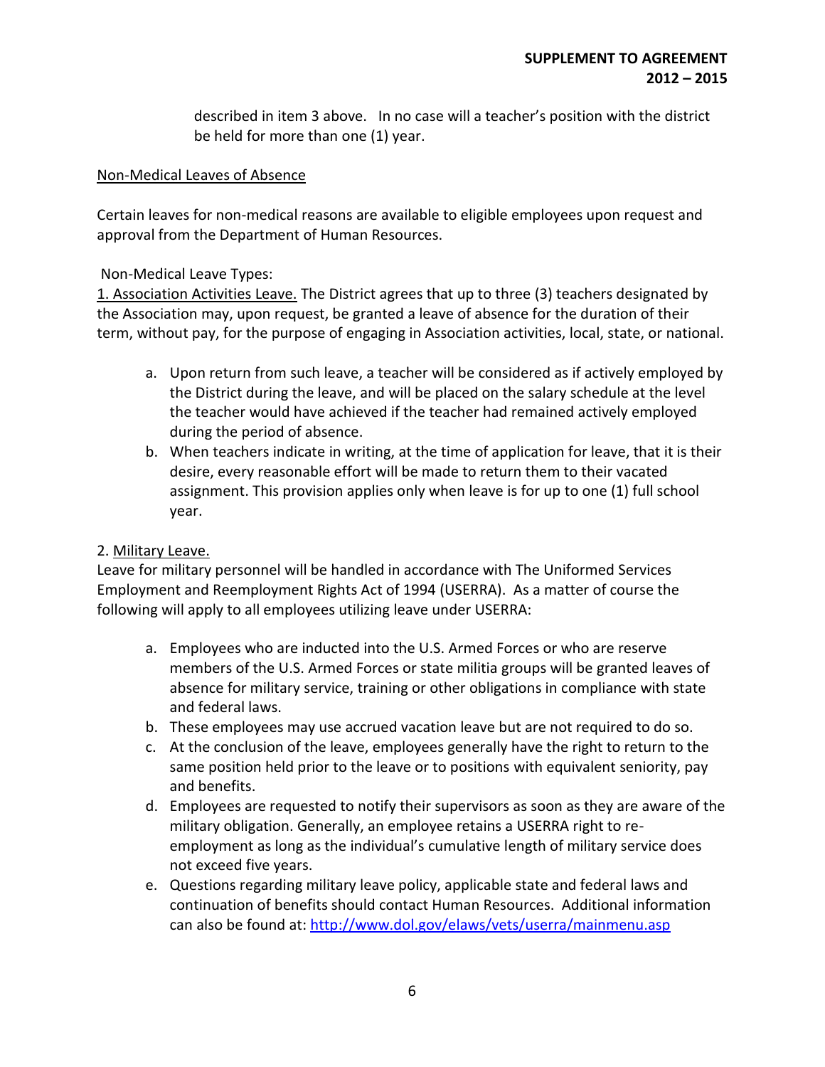described in item 3 above. In no case will a teacher's position with the district be held for more than one (1) year.

Non-Medical Leaves of Absence

Certain leaves for non-medical reasons are available to eligible employees upon request and approval from the Department of Human Resources.

Non-Medical Leave Types:

1. Association Activities Leave. The District agrees that up to three (3) teachers designated by the Association may, upon request, be granted a leave of absence for the duration of their term, without pay, for the purpose of engaging in Association activities, local, state, or national.

a. Upon return from such leave, a teacher will be considered as if actively employed by the District during the leave, and will be placed on the salary schedule at the level the teacher would have achieved if the teacher had remained actively employed during the period of absence.
b. When teachers indicate in writing, at the time of application for leave, that it is their desire, every reasonable effort will be made to return them to their vacated assignment. This provision applies only when leave is for up to one (1) full school year.

2. Military Leave.

Leave for military personnel will be handled in accordance with The Uniformed Services Employment and Reemployment Rights Act of 1994 (USERRA). As a matter of course the following will apply to all employees utilizing leave under USERRA:

a. Employees who are inducted into the U.S. Armed Forces or who are reserve members of the U.S. Armed Forces or state militia groups will be granted leaves of absence for military service, training or other obligations in compliance with state and federal laws.
b. These employees may use accrued vacation leave but are not required to do so.
c. At the conclusion of the leave, employees generally have the right to return to the same position held prior to the leave or to positions with equivalent seniority, pay and benefits.
d. Employees are requested to notify their supervisors as soon as they are aware of the military obligation. Generally, an employee retains a USERRA right to re-employment as long as the individual's cumulative length of military service does not exceed five years.
e. Questions regarding military leave policy, applicable state and federal laws and continuation of benefits should contact Human Resources. Additional information can also be found at: http://www.dol.gov/elaws/vets/userra/mainmenu.asp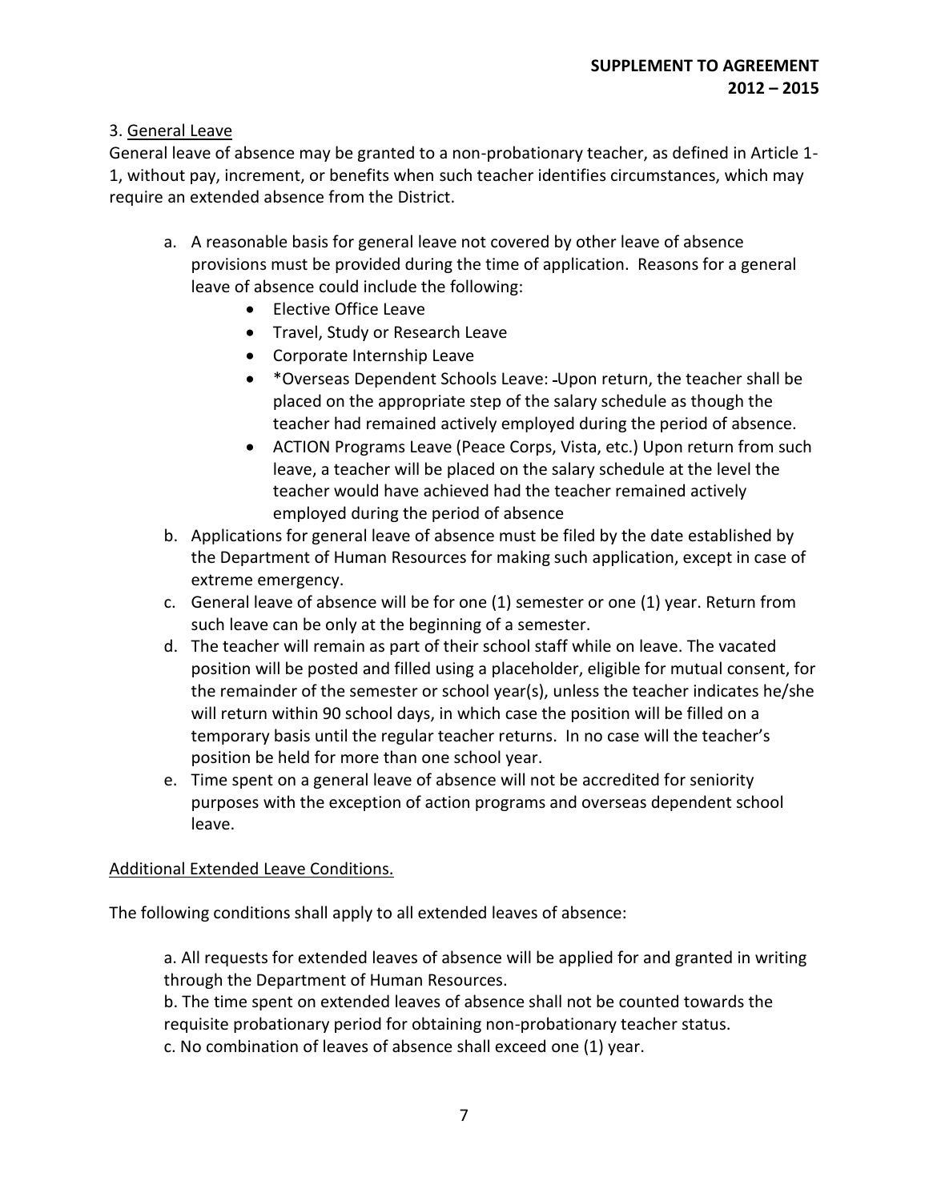3. General Leave

General leave of absence may be granted to a non-probationary teacher, as defined in Article 1-1, without pay, increment, or benefits when such teacher identifies circumstances, which may require an extended absence from the District.

a. A reasonable basis for general leave not covered by other leave of absence provisions must be provided during the time of application. Reasons for a general leave of absence could include the following:
    - Elective Office Leave
    - Travel, Study or Research Leave
    - Corporate Internship Leave
    - *Overseas Dependent Schools Leave: Upon return, the teacher shall be placed on the appropriate step of the salary schedule as though the teacher had remained actively employed during the period of absence.
    - ACTION Programs Leave (Peace Corps, Vista, etc.) Upon return from such leave, a teacher will be placed on the salary schedule at the level the teacher would have achieved had the teacher remained actively employed during the period of absence
b. Applications for general leave of absence must be filed by the date established by the Department of Human Resources for making such application, except in case of extreme emergency.
c. General leave of absence will be for one (1) semester or one (1) year. Return from such leave can be only at the beginning of a semester.
d. The teacher will remain as part of their school staff while on leave. The vacated position will be posted and filled using a placeholder, eligible for mutual consent, for the remainder of the semester or school year(s), unless the teacher indicates he/she will return within 90 school days, in which case the position will be filled on a temporary basis until the regular teacher returns. In no case will the teacher's position be held for more than one school year.
e. Time spent on a general leave of absence will not be accredited for seniority purposes with the exception of action programs and overseas dependent school leave.

Additional Extended Leave Conditions.

The following conditions shall apply to all extended leaves of absence:

a. All requests for extended leaves of absence will be applied for and granted in writing through the Department of Human Resources.
b. The time spent on extended leaves of absence shall not be counted towards the requisite probationary period for obtaining non-probationary teacher status.
c. No combination of leaves of absence shall exceed one (1) year.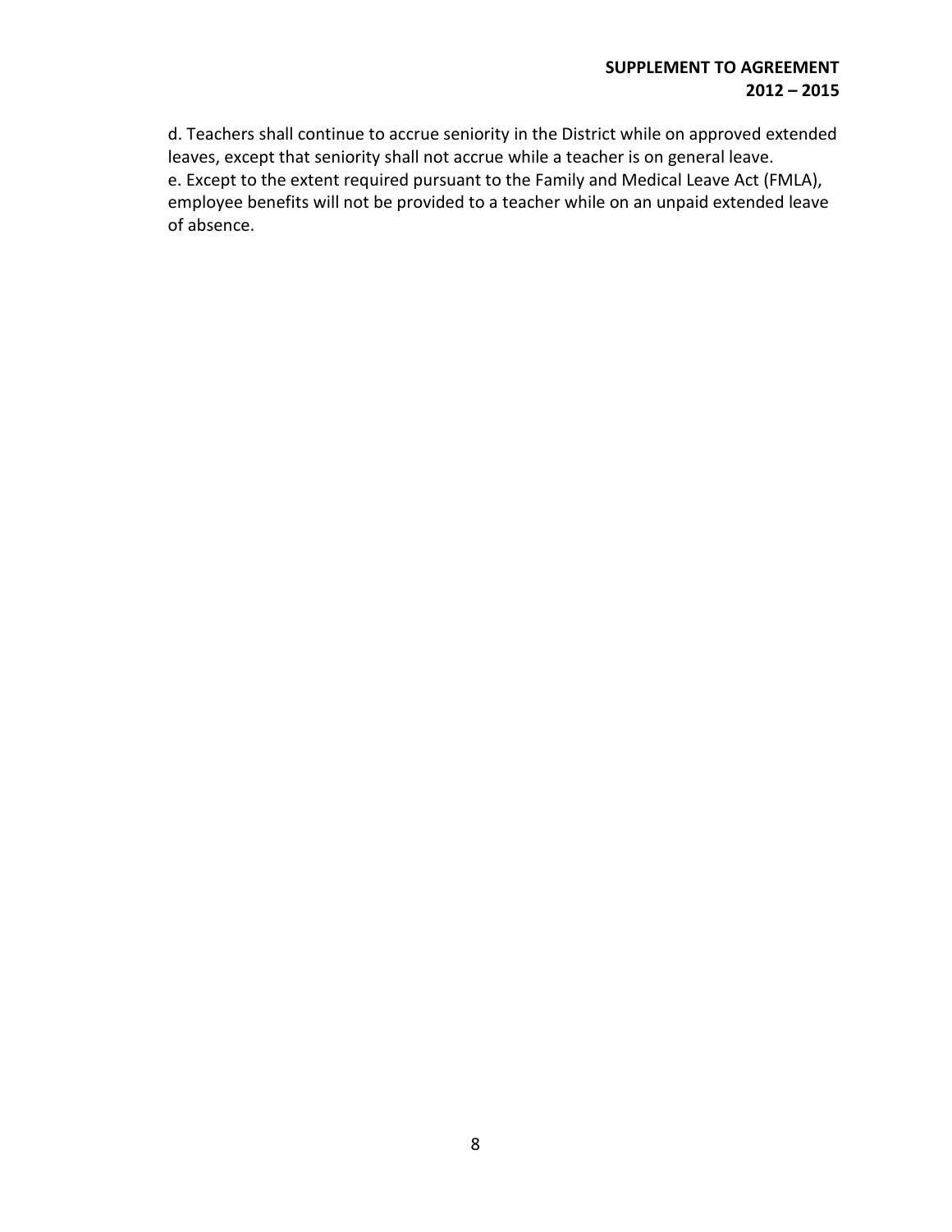d. Teachers shall continue to accrue seniority in the District while on approved extended leaves, except that seniority shall not accrue while a teacher is on general leave.
e. Except to the extent required pursuant to the Family and Medical Leave Act (FMLA), employee benefits will not be provided to a teacher while on an unpaid extended leave of absence.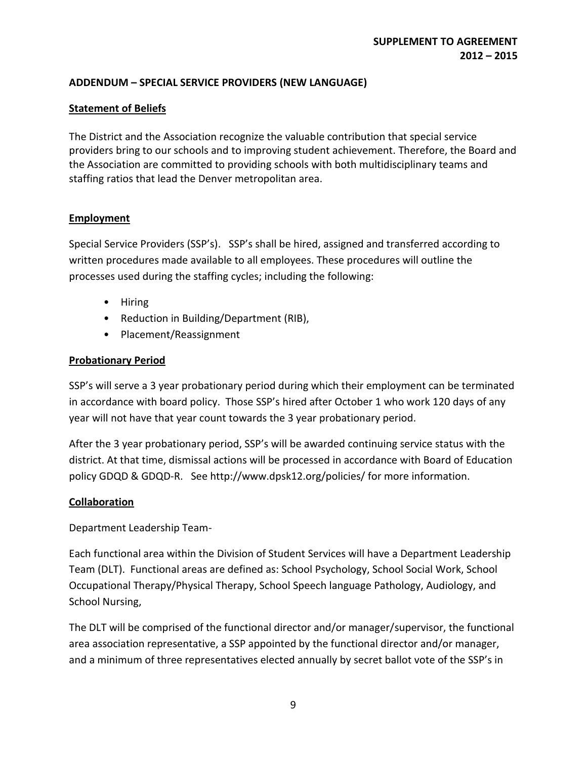## ADDENDUM – SPECIAL SERVICE PROVIDERS (NEW LANGUAGE)

### Statement of Beliefs

The District and the Association recognize the valuable contribution that special service providers bring to our schools and to improving student achievement. Therefore, the Board and the Association are committed to providing schools with both multidisciplinary teams and staffing ratios that lead the Denver metropolitan area.

### Employment

Special Service Providers (SSP's). SSP's shall be hired, assigned and transferred according to written procedures made available to all employees. These procedures will outline the processes used during the staffing cycles; including the following:

- Hiring
- Reduction in Building/Department (RIB),
- Placement/Reassignment

### Probationary Period

SSP's will serve a 3 year probationary period during which their employment can be terminated in accordance with board policy. Those SSP's hired after October 1 who work 120 days of any year will not have that year count towards the 3 year probationary period.

After the 3 year probationary period, SSP's will be awarded continuing service status with the district. At that time, dismissal actions will be processed in accordance with Board of Education policy GDQD & GDQD-R. See http://www.dpsk12.org/policies/ for more information.

### Collaboration

Department Leadership Team-

Each functional area within the Division of Student Services will have a Department Leadership Team (DLT). Functional areas are defined as: School Psychology, School Social Work, School Occupational Therapy/Physical Therapy, School Speech language Pathology, Audiology, and School Nursing,

The DLT will be comprised of the functional director and/or manager/supervisor, the functional area association representative, a SSP appointed by the functional director and/or manager, and a minimum of three representatives elected annually by secret ballot vote of the SSP's in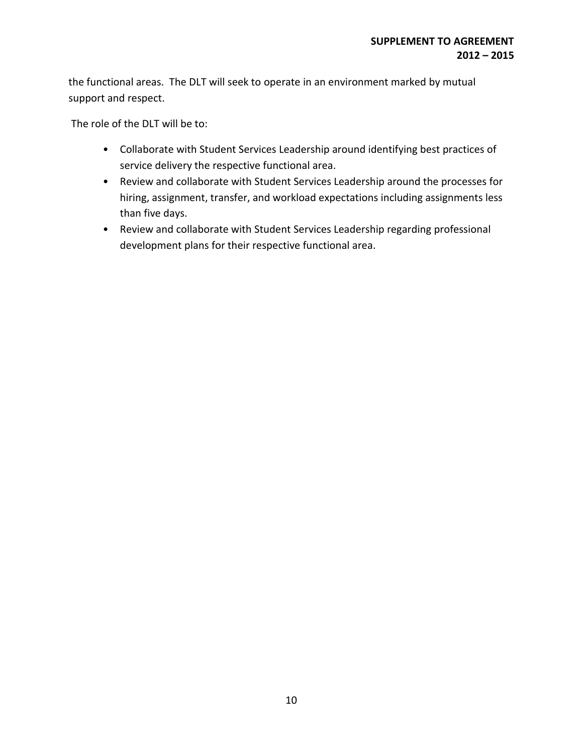the functional areas. The DLT will seek to operate in an environment marked by mutual support and respect.

The role of the DLT will be to:

- Collaborate with Student Services Leadership around identifying best practices of service delivery the respective functional area.
- Review and collaborate with Student Services Leadership around the processes for hiring, assignment, transfer, and workload expectations including assignments less than five days.
- Review and collaborate with Student Services Leadership regarding professional development plans for their respective functional area.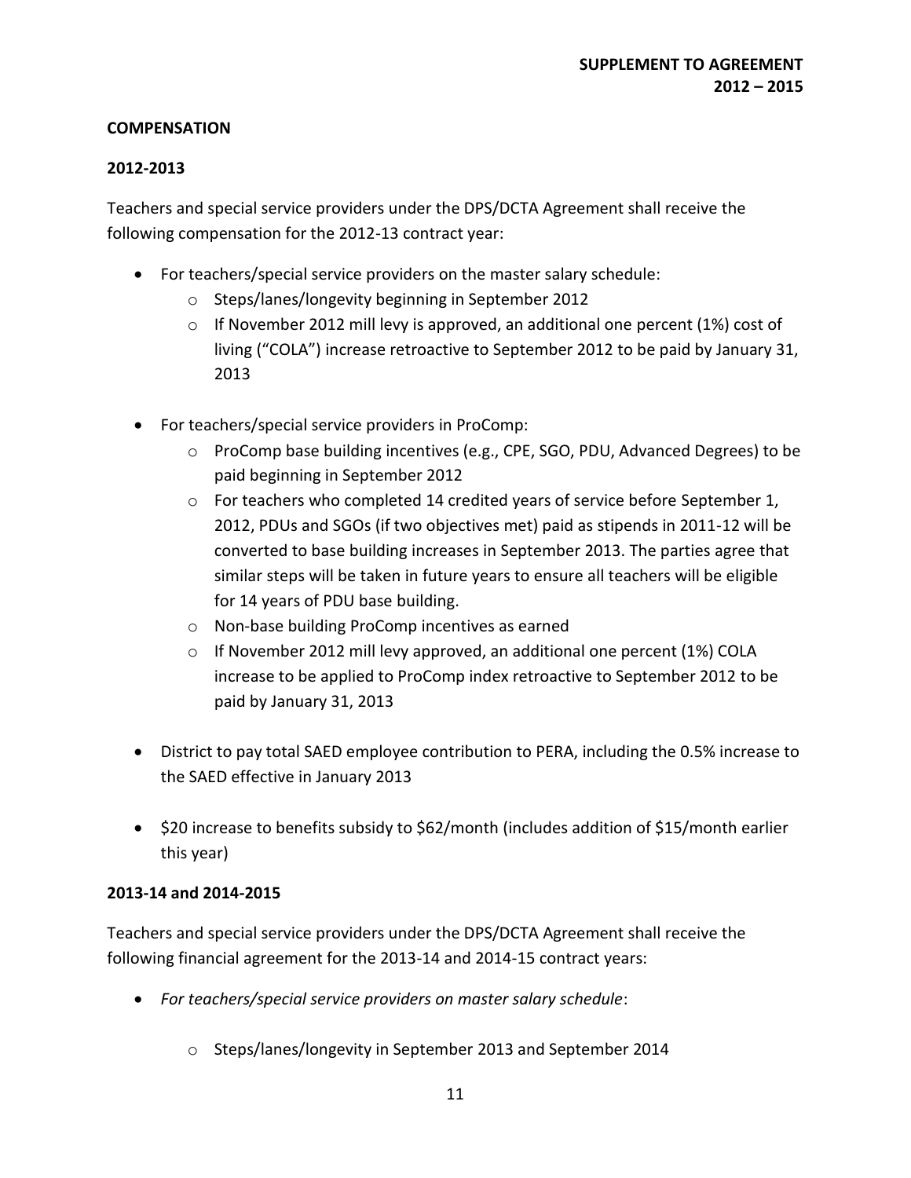**SUPPLEMENT TO AGREEMENT 2012 – 2015**

## COMPENSATION

### 2012-2013

Teachers and special service providers under the DPS/DCTA Agreement shall receive the following compensation for the 2012-13 contract year:

- For teachers/special service providers on the master salary schedule:
  - Steps/lanes/longevity beginning in September 2012
  - If November 2012 mill levy is approved, an additional one percent (1%) cost of living ("COLA") increase retroactive to September 2012 to be paid by January 31, 2013

- For teachers/special service providers in ProComp:
  - ProComp base building incentives (e.g., CPE, SGO, PDU, Advanced Degrees) to be paid beginning in September 2012
  - For teachers who completed 14 credited years of service before September 1, 2012, PDUs and SGOs (if two objectives met) paid as stipends in 2011-12 will be converted to base building increases in September 2013. The parties agree that similar steps will be taken in future years to ensure all teachers will be eligible for 14 years of PDU base building.
  - Non-base building ProComp incentives as earned
  - If November 2012 mill levy approved, an additional one percent (1%) COLA increase to be applied to ProComp index retroactive to September 2012 to be paid by January 31, 2013

- District to pay total SAED employee contribution to PERA, including the 0.5% increase to the SAED effective in January 2013

- $20 increase to benefits subsidy to $62/month (includes addition of $15/month earlier this year)

### 2013-14 and 2014-2015

Teachers and special service providers under the DPS/DCTA Agreement shall receive the following financial agreement for the 2013-14 and 2014-15 contract years:

- *For teachers/special service providers on master salary schedule*:

  - Steps/lanes/longevity in September 2013 and September 2014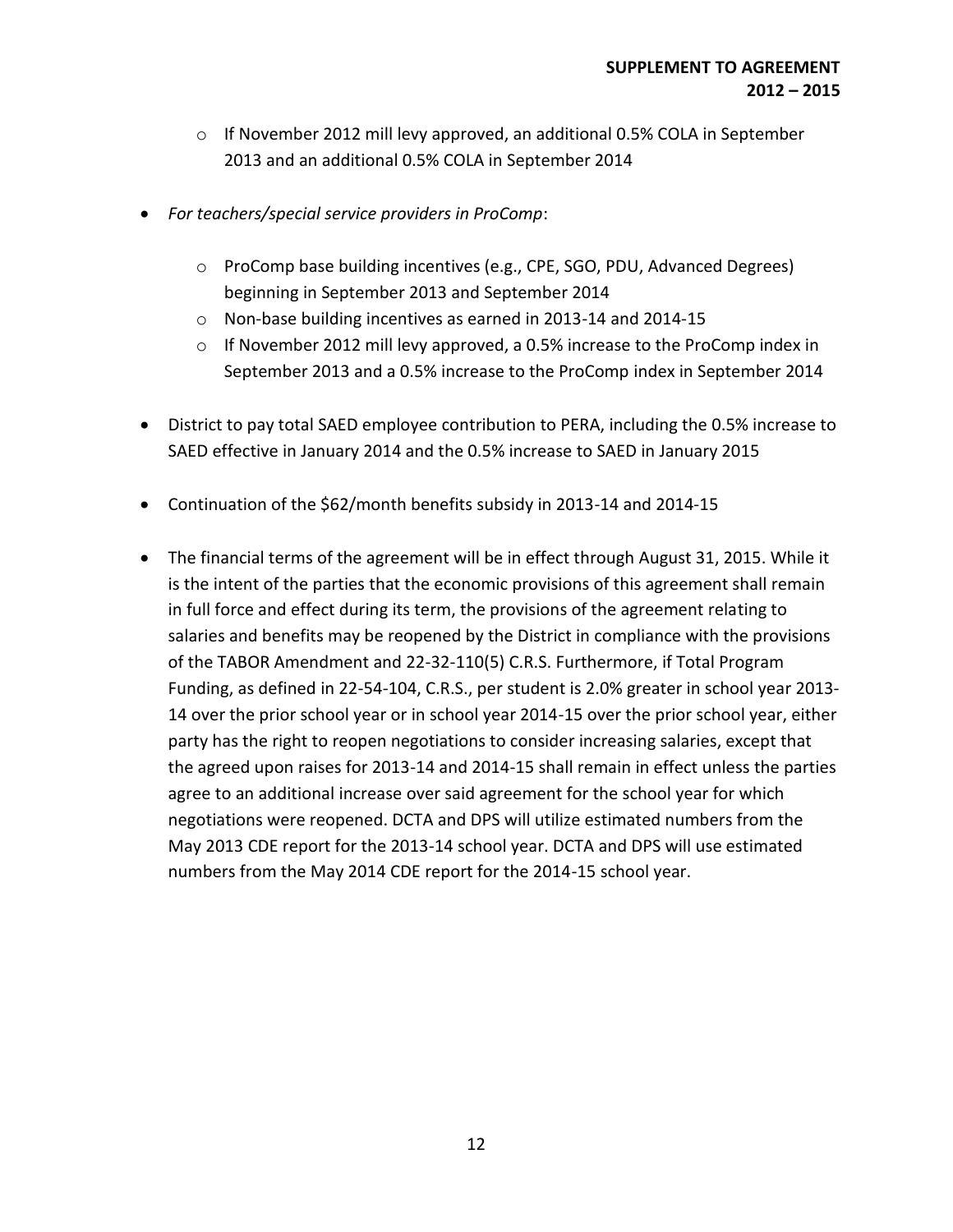- If November 2012 mill levy approved, an additional 0.5% COLA in September 2013 and an additional 0.5% COLA in September 2014

- *For teachers/special service providers in ProComp*:

  - ProComp base building incentives (e.g., CPE, SGO, PDU, Advanced Degrees) beginning in September 2013 and September 2014
  - Non-base building incentives as earned in 2013-14 and 2014-15
  - If November 2012 mill levy approved, a 0.5% increase to the ProComp index in September 2013 and a 0.5% increase to the ProComp index in September 2014

- District to pay total SAED employee contribution to PERA, including the 0.5% increase to SAED effective in January 2014 and the 0.5% increase to SAED in January 2015

- Continuation of the $62/month benefits subsidy in 2013-14 and 2014-15

- The financial terms of the agreement will be in effect through August 31, 2015. While it is the intent of the parties that the economic provisions of this agreement shall remain in full force and effect during its term, the provisions of the agreement relating to salaries and benefits may be reopened by the District in compliance with the provisions of the TABOR Amendment and 22-32-110(5) C.R.S. Furthermore, if Total Program Funding, as defined in 22-54-104, C.R.S., per student is 2.0% greater in school year 2013-14 over the prior school year or in school year 2014-15 over the prior school year, either party has the right to reopen negotiations to consider increasing salaries, except that the agreed upon raises for 2013-14 and 2014-15 shall remain in effect unless the parties agree to an additional increase over said agreement for the school year for which negotiations were reopened. DCTA and DPS will utilize estimated numbers from the May 2013 CDE report for the 2013-14 school year. DCTA and DPS will use estimated numbers from the May 2014 CDE report for the 2014-15 school year.